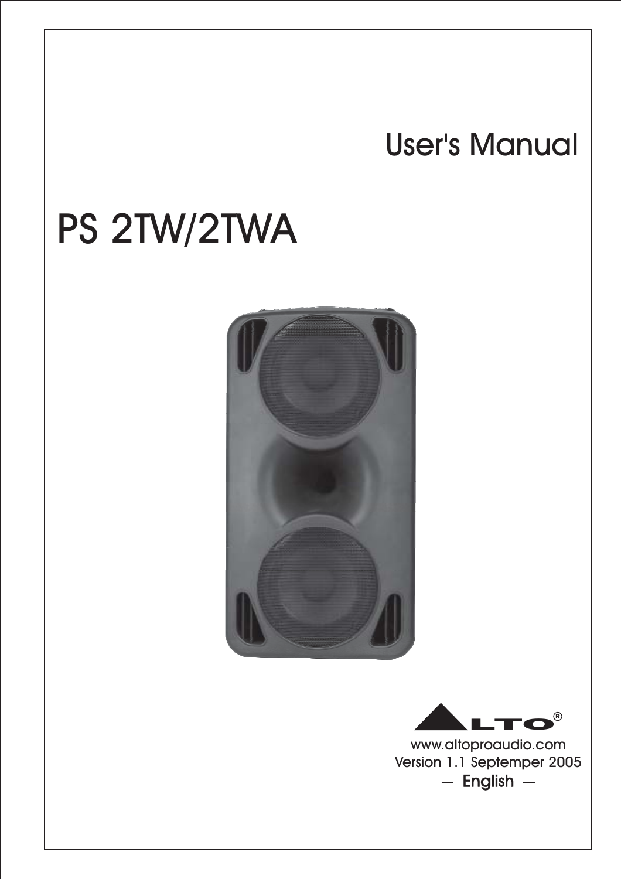User's Manual

# PS 2TW/2TWA

ALTO®

www.altoproaudio.com

Version 1.1 Septemper 2005

— **English** —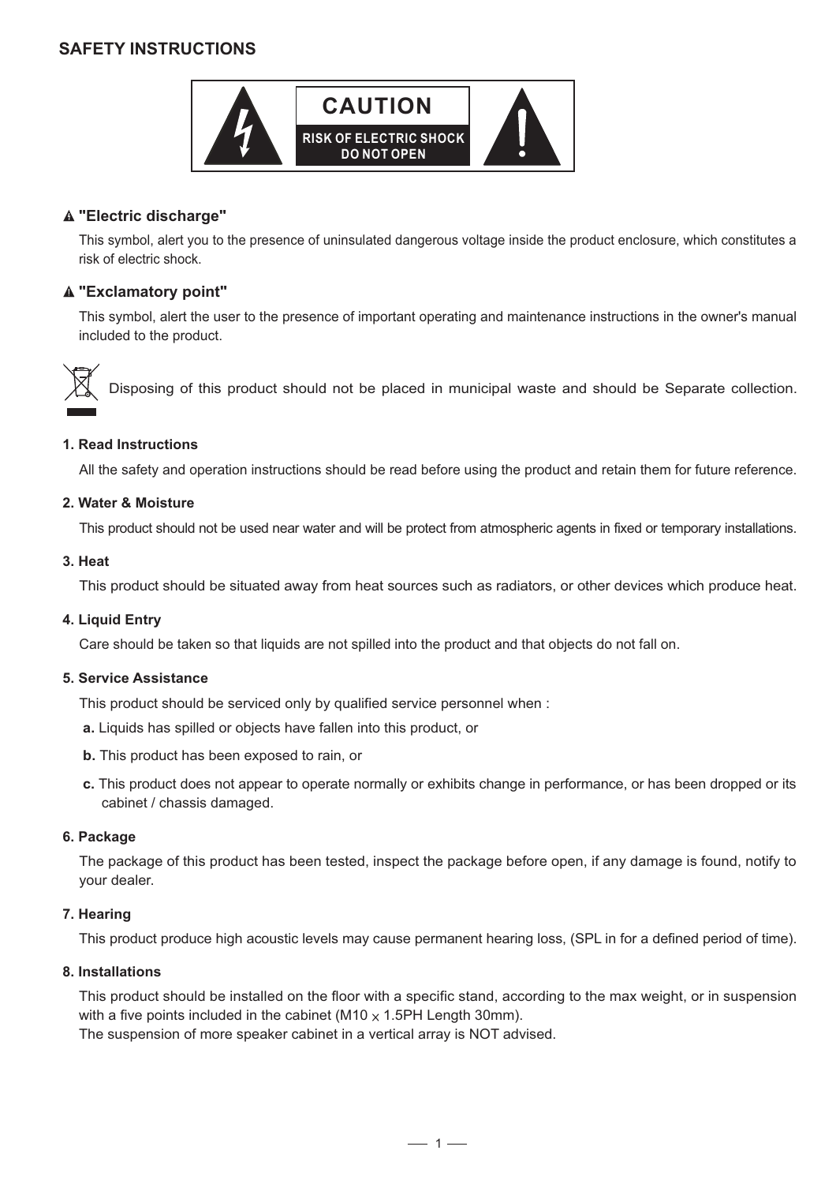## SAFETY INSTRUCTIONS

**CAUTION**

**RISK OF ELECTRIC SHOCK DO NOT OPEN**

### ⚠ "Electric discharge"

This symbol, alert you to the presence of uninsulated dangerous voltage inside the product enclosure, which constitutes a risk of electric shock.

### ⚠ "Exclamatory point"

This symbol, alert the user to the presence of important operating and maintenance instructions in the owner's manual included to the product.

Disposing of this product should not be placed in municipal waste and should be Separate collection.

**1. Read Instructions**

All the safety and operation instructions should be read before using the product and retain them for future reference.

**2. Water & Moisture**

This product should not be used near water and will be protect from atmospheric agents in fixed or temporary installations.

**3. Heat**

This product should be situated away from heat sources such as radiators, or other devices which produce heat.

**4. Liquid Entry**

Care should be taken so that liquids are not spilled into the product and that objects do not fall on.

**5. Service Assistance**

This product should be serviced only by qualified service personnel when :

**a.** Liquids has spilled or objects have fallen into this product, or

**b.** This product has been exposed to rain, or

**c.** This product does not appear to operate normally or exhibits change in performance, or has been dropped or its cabinet / chassis damaged.

**6. Package**

The package of this product has been tested, inspect the package before open, if any damage is found, notify to your dealer.

**7. Hearing**

This product produce high acoustic levels may cause permanent hearing loss, (SPL in for a defined period of time).

**8. Installations**

This product should be installed on the floor with a specific stand, according to the max weight, or in suspension with a five points included in the cabinet (M10 x 1.5PH Length 30mm).
The suspension of more speaker cabinet in a vertical array is NOT advised.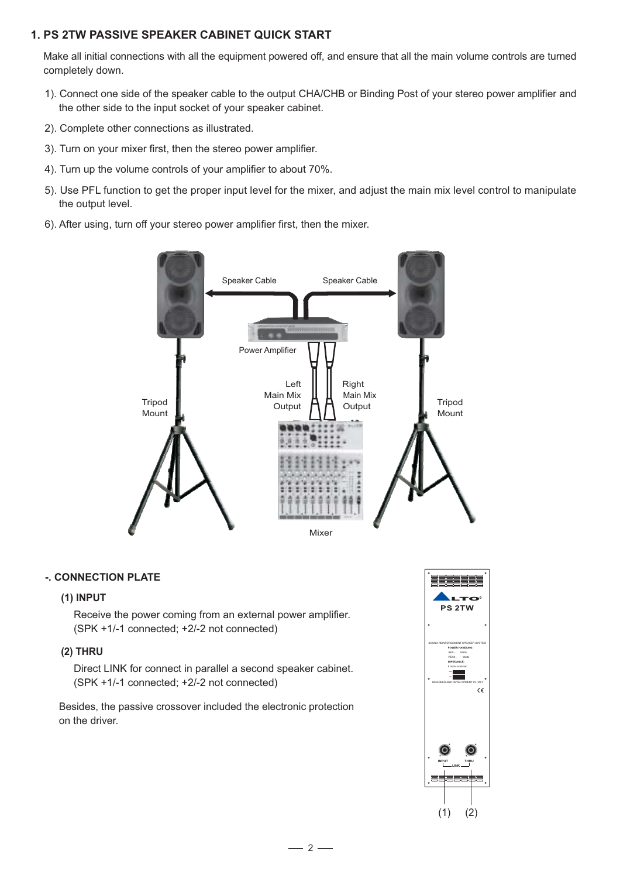## 1. PS 2TW PASSIVE SPEAKER CABINET QUICK START

Make all initial connections with all the equipment powered off, and ensure that all the main volume controls are turned completely down.

1). Connect one side of the speaker cable to the output CHA/CHB or Binding Post of your stereo power amplifier and the other side to the input socket of your speaker cabinet.

2). Complete other connections as illustrated.

3). Turn on your mixer first, then the stereo power amplifier.

4). Turn up the volume controls of your amplifier to about 70%.

5). Use PFL function to get the proper input level for the mixer, and adjust the main mix level control to manipulate the output level.

6). After using, turn off your stereo power amplifier first, then the mixer.

Speaker Cable — Speaker Cable — Power Amplifier — Left Main Mix Output — Right Main Mix Output — Tripod Mount — Tripod Mount — Mixer

### -. CONNECTION PLATE

**(1) INPUT**

Receive the power coming from an external power amplifier. (SPK +1/-1 connected; +2/-2 not connected)

**(2) THRU**

Direct LINK for connect in parallel a second speaker cabinet. (SPK +1/-1 connected; +2/-2 not connected)

Besides, the passive crossover included the electronic protection on the driver.

(1) (2)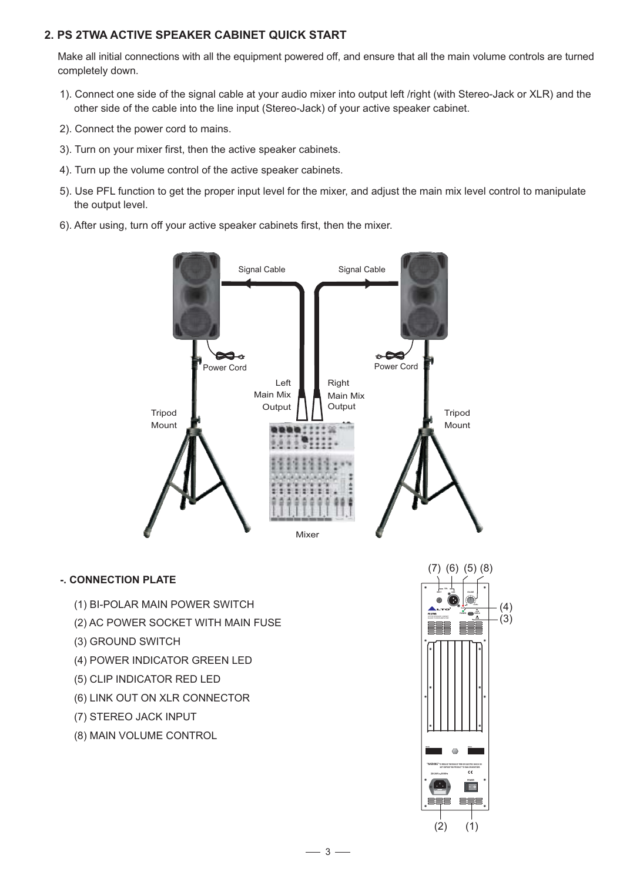## 2. PS 2TWA ACTIVE SPEAKER CABINET QUICK START

Make all initial connections with all the equipment powered off, and ensure that all the main volume controls are turned completely down.

1). Connect one side of the signal cable at your audio mixer into output left /right (with Stereo-Jack or XLR) and the other side of the cable into the line input (Stereo-Jack) of your active speaker cabinet.

2). Connect the power cord to mains.

3). Turn on your mixer first, then the active speaker cabinets.

4). Turn up the volume control of the active speaker cabinets.

5). Use PFL function to get the proper input level for the mixer, and adjust the main mix level control to manipulate the output level.

6). After using, turn off your active speaker cabinets first, then the mixer.

Signal Cable Signal Cable

Power Cord Power Cord

Left Main Mix Output

Right Main Mix Output

Tripod Mount Tripod Mount

Mixer

### -. CONNECTION PLATE

(1) BI-POLAR MAIN POWER SWITCH

(2) AC POWER SOCKET WITH MAIN FUSE

(3) GROUND SWITCH

(4) POWER INDICATOR GREEN LED

(5) CLIP INDICATOR RED LED

(6) LINK OUT ON XLR CONNECTOR

(7) STEREO JACK INPUT

(8) MAIN VOLUME CONTROL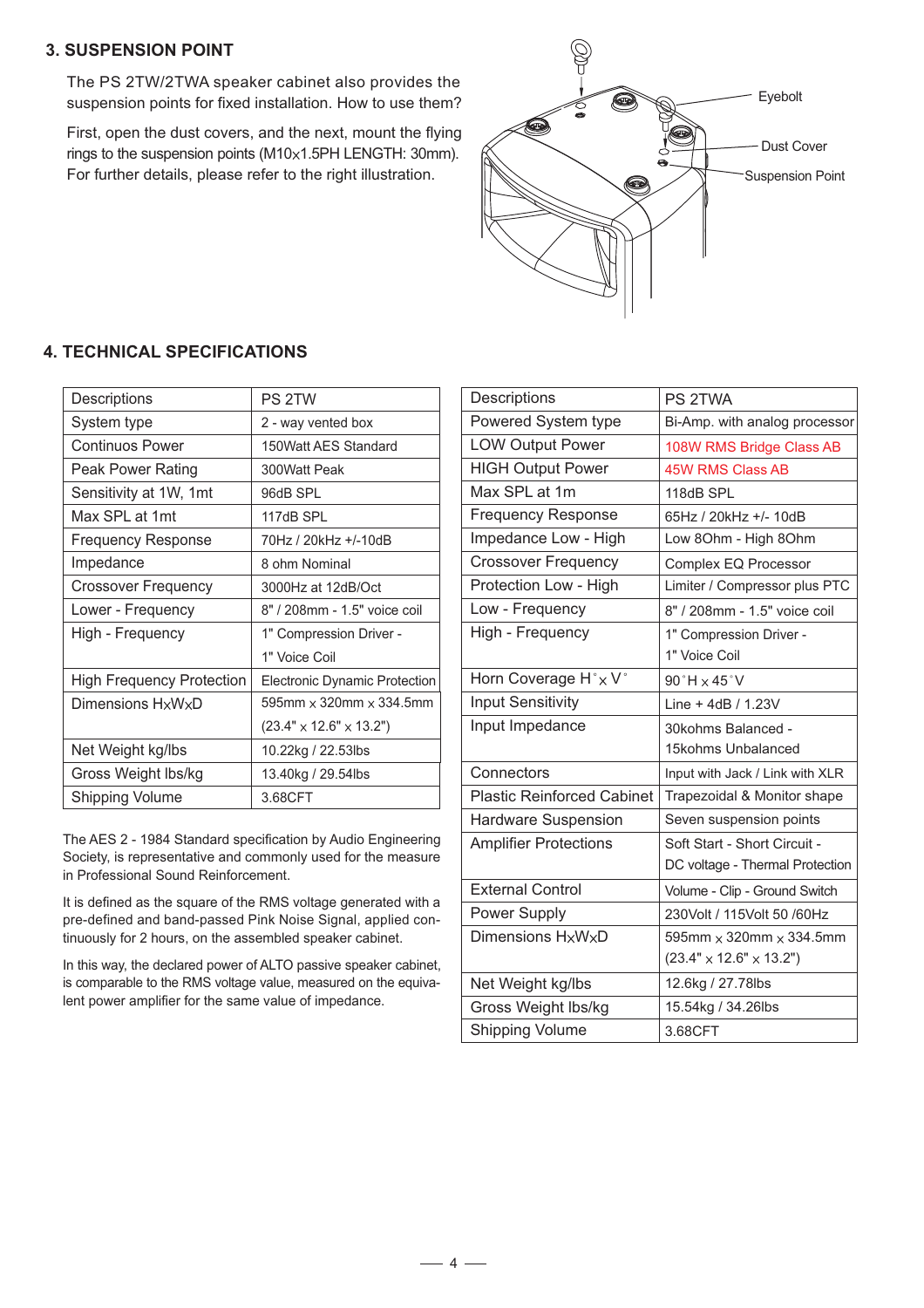## 3. SUSPENSION POINT

The PS 2TW/2TWA speaker cabinet also provides the suspension points for fixed installation. How to use them?

First, open the dust covers, and the next, mount the flying rings to the suspension points (M10x1.5PH LENGTH: 30mm). For further details, please refer to the right illustration.

Eyebolt

Dust Cover

Suspension Point

## 4. TECHNICAL SPECIFICATIONS

| Descriptions | PS 2TW |
|---|---|
| System type | 2 - way vented box |
| Continuos Power | 150Watt AES Standard |
| Peak Power Rating | 300Watt Peak |
| Sensitivity at 1W, 1mt | 96dB SPL |
| Max SPL at 1mt | 117dB SPL |
| Frequency Response | 70Hz / 20kHz +/-10dB |
| Impedance | 8 ohm Nominal |
| Crossover Frequency | 3000Hz at 12dB/Oct |
| Lower - Frequency | 8" / 208mm - 1.5" voice coil |
| High - Frequency | 1" Compression Driver - 1" Voice Coil |
| High Frequency Protection | Electronic Dynamic Protection |
| Dimensions HxWxD | 595mm x 320mm x 334.5mm (23.4" x 12.6" x 13.2") |
| Net Weight kg/lbs | 10.22kg / 22.53lbs |
| Gross Weight lbs/kg | 13.40kg / 29.54lbs |
| Shipping Volume | 3.68CFT |

The AES 2 - 1984 Standard specification by Audio Engineering Society, is representative and commonly used for the measure in Professional Sound Reinforcement.

It is defined as the square of the RMS voltage generated with a pre-defined and band-passed Pink Noise Signal, applied continuously for 2 hours, on the assembled speaker cabinet.

In this way, the declared power of ALTO passive speaker cabinet, is comparable to the RMS voltage value, measured on the equivalent power amplifier for the same value of impedance.

| Descriptions | PS 2TWA |
|---|---|
| Powered System type | Bi-Amp. with analog processor |
| LOW Output Power | 108W RMS Bridge Class AB |
| HIGH Output Power | 45W RMS Class AB |
| Max SPL at 1m | 118dB SPL |
| Frequency Response | 65Hz / 20kHz +/- 10dB |
| Impedance Low - High | Low 8Ohm - High 8Ohm |
| Crossover Frequency | Complex EQ Processor |
| Protection Low - High | Limiter / Compressor plus PTC |
| Low - Frequency | 8" / 208mm - 1.5" voice coil |
| High - Frequency | 1" Compression Driver - 1" Voice Coil |
| Horn Coverage H°x V° | 90°H x 45°V |
| Input Sensitivity | Line + 4dB / 1.23V |
| Input Impedance | 30kohms Balanced - 15kohms Unbalanced |
| Connectors | Input with Jack / Link with XLR |
| Plastic Reinforced Cabinet | Trapezoidal & Monitor shape |
| Hardware Suspension | Seven suspension points |
| Amplifier Protections | Soft Start - Short Circuit - DC voltage - Thermal Protection |
| External Control | Volume - Clip - Ground Switch |
| Power Supply | 230Volt / 115Volt 50 /60Hz |
| Dimensions HxWxD | 595mm x 320mm x 334.5mm (23.4" x 12.6" x 13.2") |
| Net Weight kg/lbs | 12.6kg / 27.78lbs |
| Gross Weight lbs/kg | 15.54kg / 34.26lbs |
| Shipping Volume | 3.68CFT |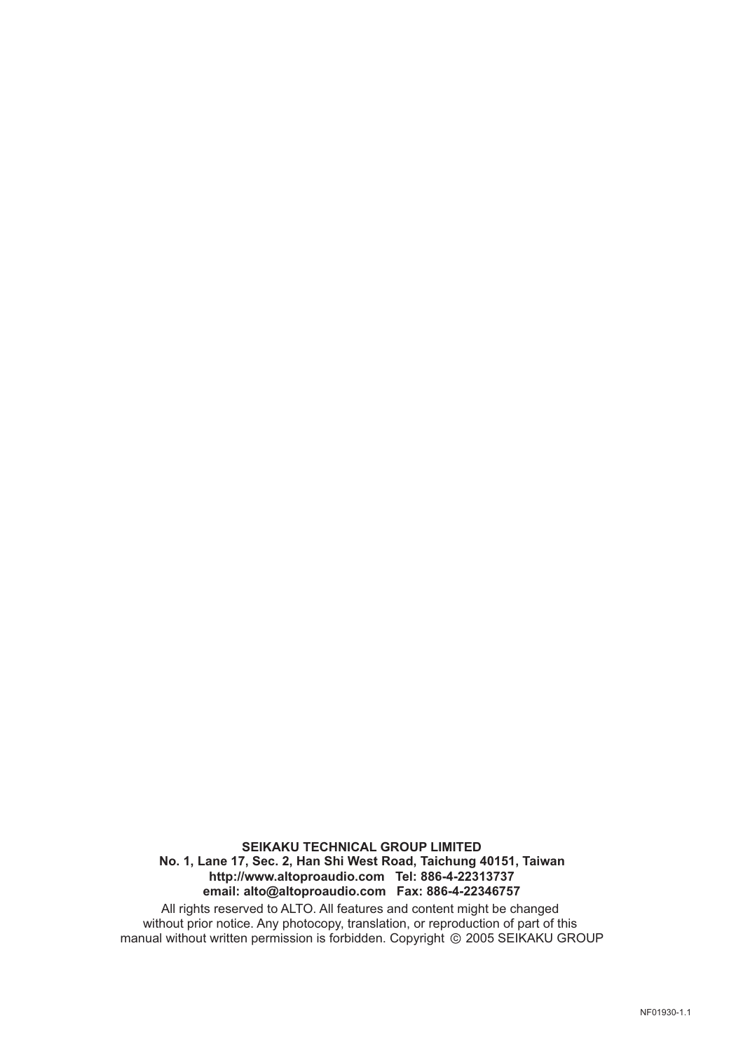**SEIKAKU TECHNICAL GROUP LIMITED**
**No. 1, Lane 17, Sec. 2, Han Shi West Road, Taichung 40151, Taiwan**
**http://www.altoproaudio.com   Tel: 886-4-22313737**
**email: alto@altoproaudio.com   Fax: 886-4-22346757**

All rights reserved to ALTO. All features and content might be changed without prior notice. Any photocopy, translation, or reproduction of part of this manual without written permission is forbidden. Copyright © 2005 SEIKAKU GROUP

NF01930-1.1